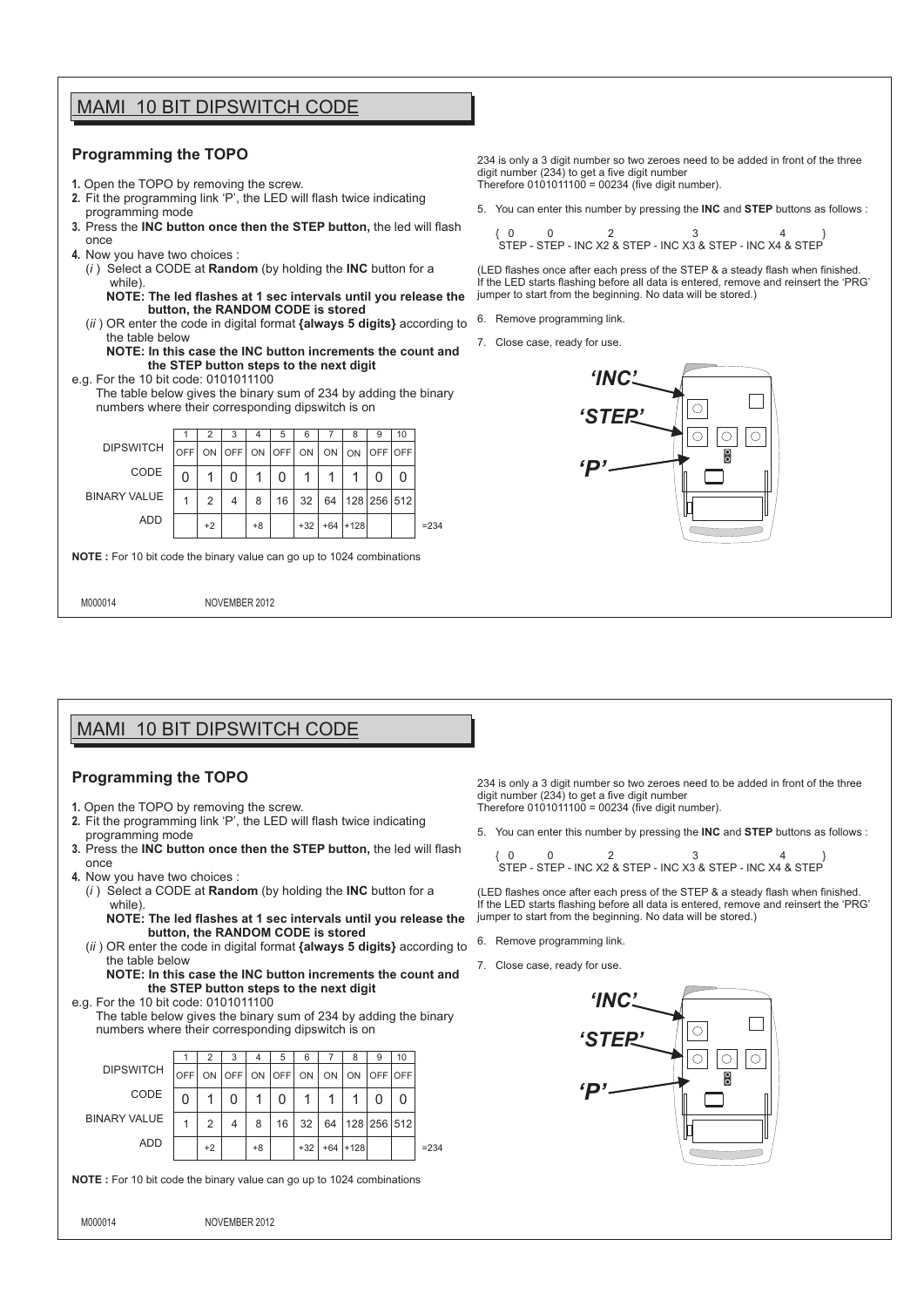# MAMI 10 BIT DIPSWITCH CODE

## Programming the TOPO

1. Open the TOPO by removing the screw.
2. Fit the programming link 'P', the LED will flash twice indicating programming mode
3. Press the **INC button once then the STEP button,** the led will flash once
4. Now you have two choices :
   (*i* ) Select a CODE at **Random** (by holding the **INC** button for a while).
   **NOTE: The led flashes at 1 sec intervals until you release the button, the RANDOM CODE is stored**
   (*ii* ) OR enter the code in digital format **{always 5 digits}** according to the table below
   **NOTE: In this case the INC button increments the count and the STEP button steps to the next digit**

e.g. For the 10 bit code: 0101011100
The table below gives the binary sum of 234 by adding the binary numbers where their corresponding dipswitch is on

| | 1 | 2 | 3 | 4 | 5 | 6 | 7 | 8 | 9 | 10 | |
|---|---|---|---|---|---|---|---|---|---|---|---|
| DIPSWITCH | OFF | ON | OFF | ON | OFF | ON | ON | ON | OFF | OFF | |
| CODE | 0 | 1 | 0 | 1 | 0 | 1 | 1 | 1 | 0 | 0 | |
| BINARY VALUE | 1 | 2 | 4 | 8 | 16 | 32 | 64 | 128 | 256 | 512 | |
| ADD | | +2 | | +8 | | +32 | +64 | +128 | | | =234 |

**NOTE :** For 10 bit code the binary value can go up to 1024 combinations

234 is only a 3 digit number so two zeroes need to be added in front of the three digit number (234) to get a five digit number
Therefore 0101011100 = 00234 (five digit number).

5. You can enter this number by pressing the **INC** and **STEP** buttons as follows :

```
{ 0       0            2                  3                   4        }
 STEP - STEP - INC X2 & STEP - INC X3 & STEP - INC X4 & STEP
```

(LED flashes once after each press of the STEP & a steady flash when finished. If the LED starts flashing before all data is entered, remove and reinsert the 'PRG' jumper to start from the beginning. No data will be stored.)

6. Remove programming link.
7. Close case, ready for use.

*'INC'*

*'STEP'*

*'P'*

M000014 NOVEMBER 2012

# MAMI 10 BIT DIPSWITCH CODE

## Programming the TOPO

1. Open the TOPO by removing the screw.
2. Fit the programming link 'P', the LED will flash twice indicating programming mode
3. Press the **INC button once then the STEP button,** the led will flash once
4. Now you have two choices :
   (*i* ) Select a CODE at **Random** (by holding the **INC** button for a while).
   **NOTE: The led flashes at 1 sec intervals until you release the button, the RANDOM CODE is stored**
   (*ii* ) OR enter the code in digital format **{always 5 digits}** according to the table below
   **NOTE: In this case the INC button increments the count and the STEP button steps to the next digit**

e.g. For the 10 bit code: 0101011100
The table below gives the binary sum of 234 by adding the binary numbers where their corresponding dipswitch is on

| | 1 | 2 | 3 | 4 | 5 | 6 | 7 | 8 | 9 | 10 | |
|---|---|---|---|---|---|---|---|---|---|---|---|
| DIPSWITCH | OFF | ON | OFF | ON | OFF | ON | ON | ON | OFF | OFF | |
| CODE | 0 | 1 | 0 | 1 | 0 | 1 | 1 | 1 | 0 | 0 | |
| BINARY VALUE | 1 | 2 | 4 | 8 | 16 | 32 | 64 | 128 | 256 | 512 | |
| ADD | | +2 | | +8 | | +32 | +64 | +128 | | | =234 |

**NOTE :** For 10 bit code the binary value can go up to 1024 combinations

234 is only a 3 digit number so two zeroes need to be added in front of the three digit number (234) to get a five digit number
Therefore 0101011100 = 00234 (five digit number).

5. You can enter this number by pressing the **INC** and **STEP** buttons as follows :

```
{ 0       0            2                  3                   4        }
 STEP - STEP - INC X2 & STEP - INC X3 & STEP - INC X4 & STEP
```

(LED flashes once after each press of the STEP & a steady flash when finished. If the LED starts flashing before all data is entered, remove and reinsert the 'PRG' jumper to start from the beginning. No data will be stored.)

6. Remove programming link.
7. Close case, ready for use.

*'INC'*

*'STEP'*

*'P'*

M000014 NOVEMBER 2012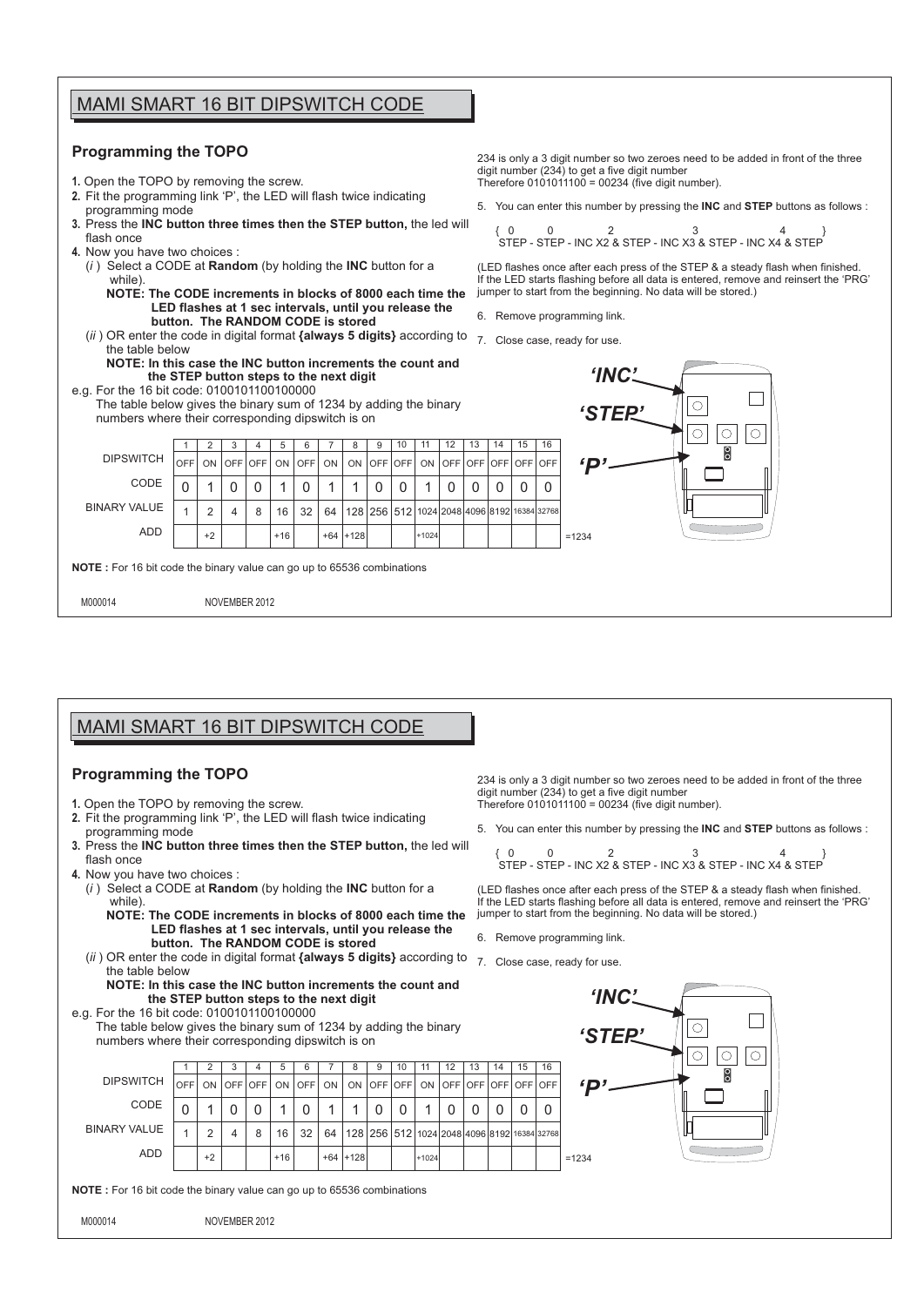## MAMI SMART 16 BIT DIPSWITCH CODE

### Programming the TOPO

1. Open the TOPO by removing the screw.
2. Fit the programming link 'P', the LED will flash twice indicating programming mode
3. Press the **INC button three times then the STEP button,** the led will flash once
4. Now you have two choices :
   (*i* ) Select a CODE at **Random** (by holding the **INC** button for a while).
   **NOTE: The CODE increments in blocks of 8000 each time the LED flashes at 1 sec intervals, until you release the button. The RANDOM CODE is stored**
   (*ii* ) OR enter the code in digital format **{always 5 digits}** according to the table below
   **NOTE: In this case the INC button increments the count and the STEP button steps to the next digit**

e.g. For the 16 bit code: 0100101100100000
The table below gives the binary sum of 1234 by adding the binary numbers where their corresponding dipswitch is on

| | 1 | 2 | 3 | 4 | 5 | 6 | 7 | 8 | 9 | 10 | 11 | 12 | 13 | 14 | 15 | 16 | |
|---|---|---|---|---|---|---|---|---|---|---|---|---|---|---|---|---|---|
| DIPSWITCH | OFF | ON | OFF | OFF | ON | OFF | ON | ON | OFF | OFF | ON | OFF | OFF | OFF | OFF | OFF | |
| CODE | 0 | 1 | 0 | 0 | 1 | 0 | 1 | 1 | 0 | 0 | 1 | 0 | 0 | 0 | 0 | 0 | |
| BINARY VALUE | 1 | 2 | 4 | 8 | 16 | 32 | 64 | 128 | 256 | 512 | 1024 | 2048 | 4096 | 8192 | 16384 | 32768 | |
| ADD | | +2 | | | +16 | | +64 | +128 | | | +1024 | | | | | | =1234 |

**NOTE :** For 16 bit code the binary value can go up to 65536 combinations

234 is only a 3 digit number so two zeroes need to be added in front of the three digit number (234) to get a five digit number
Therefore 0101011100 = 00234 (five digit number).

5. You can enter this number by pressing the **INC** and **STEP** buttons as follows :

{ 0 0 2 3 4 }
STEP - STEP - INC X2 & STEP - INC X3 & STEP - INC X4 & STEP

(LED flashes once after each press of the STEP & a steady flash when finished. If the LED starts flashing before all data is entered, remove and reinsert the 'PRG' jumper to start from the beginning. No data will be stored.)

6. Remove programming link.
7. Close case, ready for use.

'INC'
'STEP'
'P'

## MAMI SMART 16 BIT DIPSWITCH CODE

### Programming the TOPO

1. Open the TOPO by removing the screw.
2. Fit the programming link 'P', the LED will flash twice indicating programming mode
3. Press the **INC button three times then the STEP button,** the led will flash once
4. Now you have two choices :
   (*i* ) Select a CODE at **Random** (by holding the **INC** button for a while).
   **NOTE: The CODE increments in blocks of 8000 each time the LED flashes at 1 sec intervals, until you release the button. The RANDOM CODE is stored**
   (*ii* ) OR enter the code in digital format **{always 5 digits}** according to the table below
   **NOTE: In this case the INC button increments the count and the STEP button steps to the next digit**

e.g. For the 16 bit code: 0100101100100000
The table below gives the binary sum of 1234 by adding the binary numbers where their corresponding dipswitch is on

| | 1 | 2 | 3 | 4 | 5 | 6 | 7 | 8 | 9 | 10 | 11 | 12 | 13 | 14 | 15 | 16 | |
|---|---|---|---|---|---|---|---|---|---|---|---|---|---|---|---|---|---|
| DIPSWITCH | OFF | ON | OFF | OFF | ON | OFF | ON | ON | OFF | OFF | ON | OFF | OFF | OFF | OFF | OFF | |
| CODE | 0 | 1 | 0 | 0 | 1 | 0 | 1 | 1 | 0 | 0 | 1 | 0 | 0 | 0 | 0 | 0 | |
| BINARY VALUE | 1 | 2 | 4 | 8 | 16 | 32 | 64 | 128 | 256 | 512 | 1024 | 2048 | 4096 | 8192 | 16384 | 32768 | |
| ADD | | +2 | | | +16 | | +64 | +128 | | | +1024 | | | | | | =1234 |

**NOTE :** For 16 bit code the binary value can go up to 65536 combinations

234 is only a 3 digit number so two zeroes need to be added in front of the three digit number (234) to get a five digit number
Therefore 0101011100 = 00234 (five digit number).

5. You can enter this number by pressing the **INC** and **STEP** buttons as follows :

{ 0 0 2 3 4 }
STEP - STEP - INC X2 & STEP - INC X3 & STEP - INC X4 & STEP

(LED flashes once after each press of the STEP & a steady flash when finished. If the LED starts flashing before all data is entered, remove and reinsert the 'PRG' jumper to start from the beginning. No data will be stored.)

6. Remove programming link.
7. Close case, ready for use.

'INC'
'STEP'
'P'